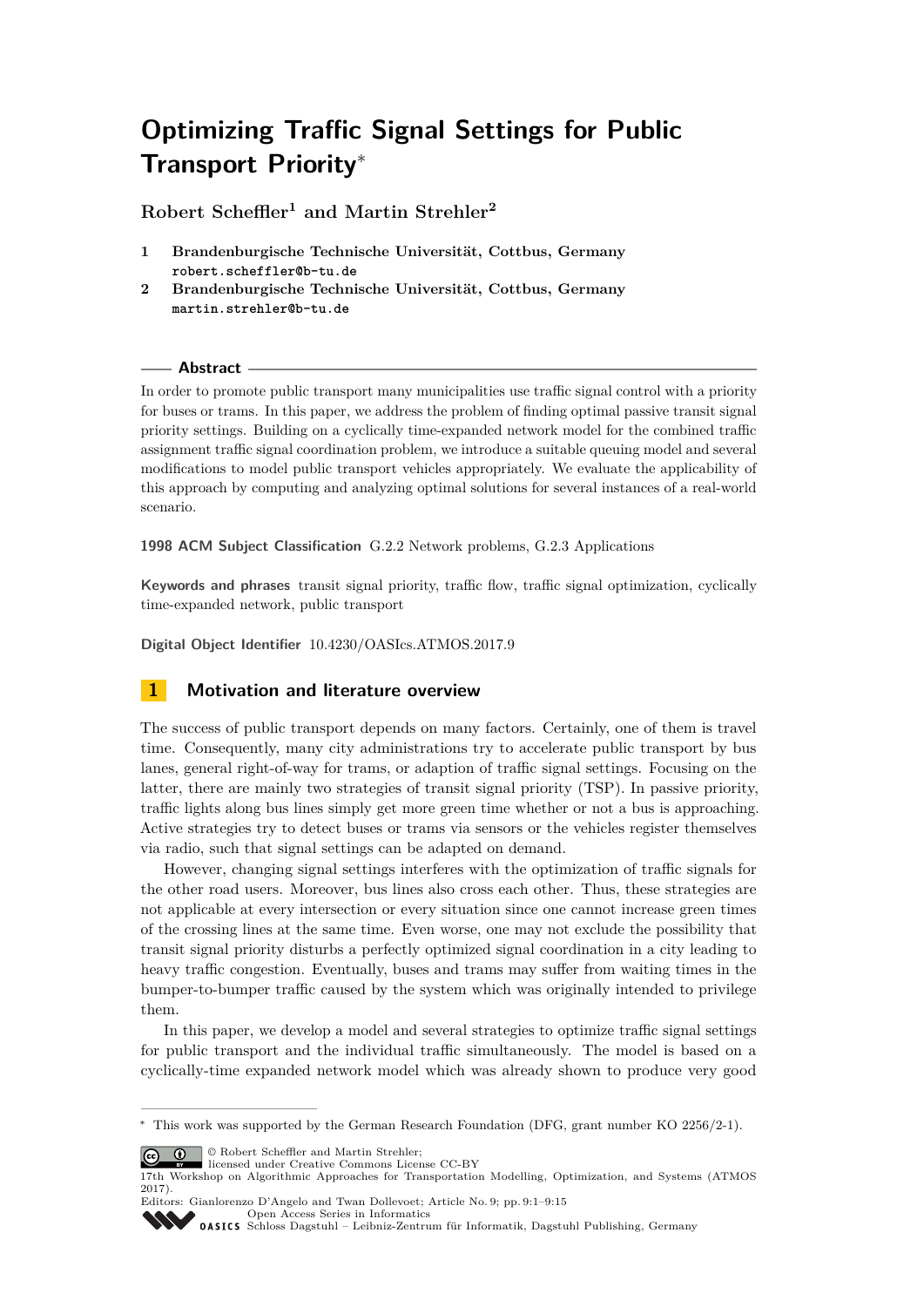# Optimizing Traffic Signal Settings for Public Transport Priority*

**Robert Scheffler[1] and Martin Strehler[2]**

1 **Brandenburgische Technische Universität, Cottbus, Germany**
robert.scheffler@b-tu.de

2 **Brandenburgische Technische Universität, Cottbus, Germany**
martin.strehler@b-tu.de

## Abstract

In order to promote public transport many municipalities use traffic signal control with a priority for buses or trams. In this paper, we address the problem of finding optimal passive transit signal priority settings. Building on a cyclically time-expanded network model for the combined traffic assignment traffic signal coordination problem, we introduce a suitable queuing model and several modifications to model public transport vehicles appropriately. We evaluate the applicability of this approach by computing and analyzing optimal solutions for several instances of a real-world scenario.

**1998 ACM Subject Classification** G.2.2 Network problems, G.2.3 Applications

**Keywords and phrases** transit signal priority, traffic flow, traffic signal optimization, cyclically time-expanded network, public transport

**Digital Object Identifier** 10.4230/OASIcs.ATMOS.2017.9

## 1 Motivation and literature overview

The success of public transport depends on many factors. Certainly, one of them is travel time. Consequently, many city administrations try to accelerate public transport by bus lanes, general right-of-way for trams, or adaption of traffic signal settings. Focusing on the latter, there are mainly two strategies of transit signal priority (TSP). In passive priority, traffic lights along bus lines simply get more green time whether or not a bus is approaching. Active strategies try to detect buses or trams via sensors or the vehicles register themselves via radio, such that signal settings can be adapted on demand.

However, changing signal settings interferes with the optimization of traffic signals for the other road users. Moreover, bus lines also cross each other. Thus, these strategies are not applicable at every intersection or every situation since one cannot increase green times of the crossing lines at the same time. Even worse, one may not exclude the possibility that transit signal priority disturbs a perfectly optimized signal coordination in a city leading to heavy traffic congestion. Eventually, buses and trams may suffer from waiting times in the bumper-to-bumper traffic caused by the system which was originally intended to privilege them.

In this paper, we develop a model and several strategies to optimize traffic signal settings for public transport and the individual traffic simultaneously. The model is based on a cyclically-time expanded network model which was already shown to produce very good

---

* This work was supported by the German Research Foundation (DFG, grant number KO 2256/2-1).

© Robert Scheffler and Martin Strehler;
licensed under Creative Commons License CC-BY
17th Workshop on Algorithmic Approaches for Transportation Modelling, Optimization, and Systems (ATMOS 2017).
Editors: Gianlorenzo D'Angelo and Twan Dollevoet; Article No. 9; pp. 9:1–9:15
Open Access Series in Informatics
Schloss Dagstuhl – Leibniz-Zentrum für Informatik, Dagstuhl Publishing, Germany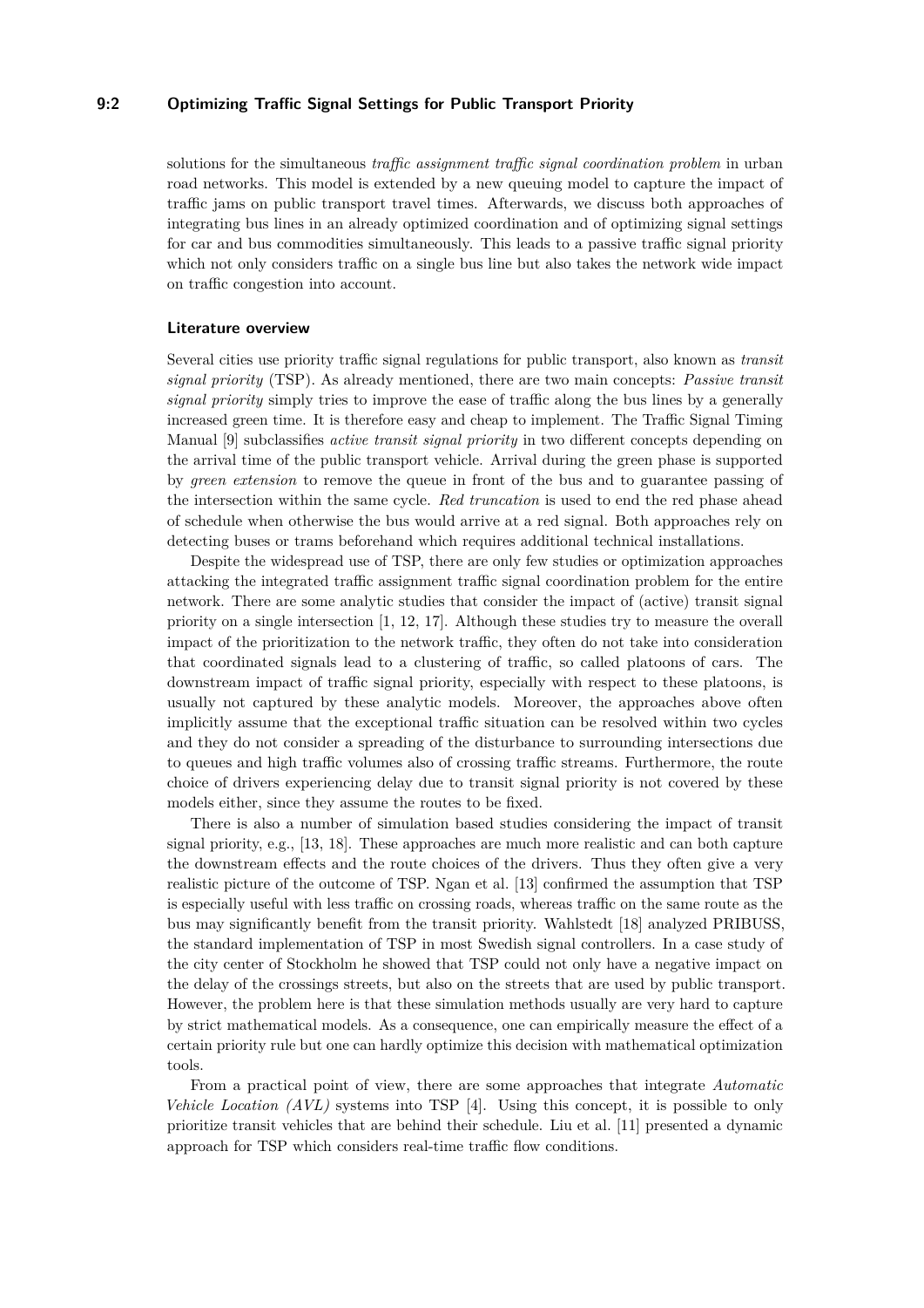solutions for the simultaneous *traffic assignment traffic signal coordination problem* in urban road networks. This model is extended by a new queuing model to capture the impact of traffic jams on public transport travel times. Afterwards, we discuss both approaches of integrating bus lines in an already optimized coordination and of optimizing signal settings for car and bus commodities simultaneously. This leads to a passive traffic signal priority which not only considers traffic on a single bus line but also takes the network wide impact on traffic congestion into account.

### Literature overview

Several cities use priority traffic signal regulations for public transport, also known as *transit signal priority* (TSP). As already mentioned, there are two main concepts: *Passive transit signal priority* simply tries to improve the ease of traffic along the bus lines by a generally increased green time. It is therefore easy and cheap to implement. The Traffic Signal Timing Manual [9] subclassifies *active transit signal priority* in two different concepts depending on the arrival time of the public transport vehicle. Arrival during the green phase is supported by *green extension* to remove the queue in front of the bus and to guarantee passing of the intersection within the same cycle. *Red truncation* is used to end the red phase ahead of schedule when otherwise the bus would arrive at a red signal. Both approaches rely on detecting buses or trams beforehand which requires additional technical installations.

Despite the widespread use of TSP, there are only few studies or optimization approaches attacking the integrated traffic assignment traffic signal coordination problem for the entire network. There are some analytic studies that consider the impact of (active) transit signal priority on a single intersection [1, 12, 17]. Although these studies try to measure the overall impact of the prioritization to the network traffic, they often do not take into consideration that coordinated signals lead to a clustering of traffic, so called platoons of cars. The downstream impact of traffic signal priority, especially with respect to these platoons, is usually not captured by these analytic models. Moreover, the approaches above often implicitly assume that the exceptional traffic situation can be resolved within two cycles and they do not consider a spreading of the disturbance to surrounding intersections due to queues and high traffic volumes also of crossing traffic streams. Furthermore, the route choice of drivers experiencing delay due to transit signal priority is not covered by these models either, since they assume the routes to be fixed.

There is also a number of simulation based studies considering the impact of transit signal priority, e.g., [13, 18]. These approaches are much more realistic and can both capture the downstream effects and the route choices of the drivers. Thus they often give a very realistic picture of the outcome of TSP. Ngan et al. [13] confirmed the assumption that TSP is especially useful with less traffic on crossing roads, whereas traffic on the same route as the bus may significantly benefit from the transit priority. Wahlstedt [18] analyzed PRIBUSS, the standard implementation of TSP in most Swedish signal controllers. In a case study of the city center of Stockholm he showed that TSP could not only have a negative impact on the delay of the crossings streets, but also on the streets that are used by public transport. However, the problem here is that these simulation methods usually are very hard to capture by strict mathematical models. As a consequence, one can empirically measure the effect of a certain priority rule but one can hardly optimize this decision with mathematical optimization tools.

From a practical point of view, there are some approaches that integrate *Automatic Vehicle Location (AVL)* systems into TSP [4]. Using this concept, it is possible to only prioritize transit vehicles that are behind their schedule. Liu et al. [11] presented a dynamic approach for TSP which considers real-time traffic flow conditions.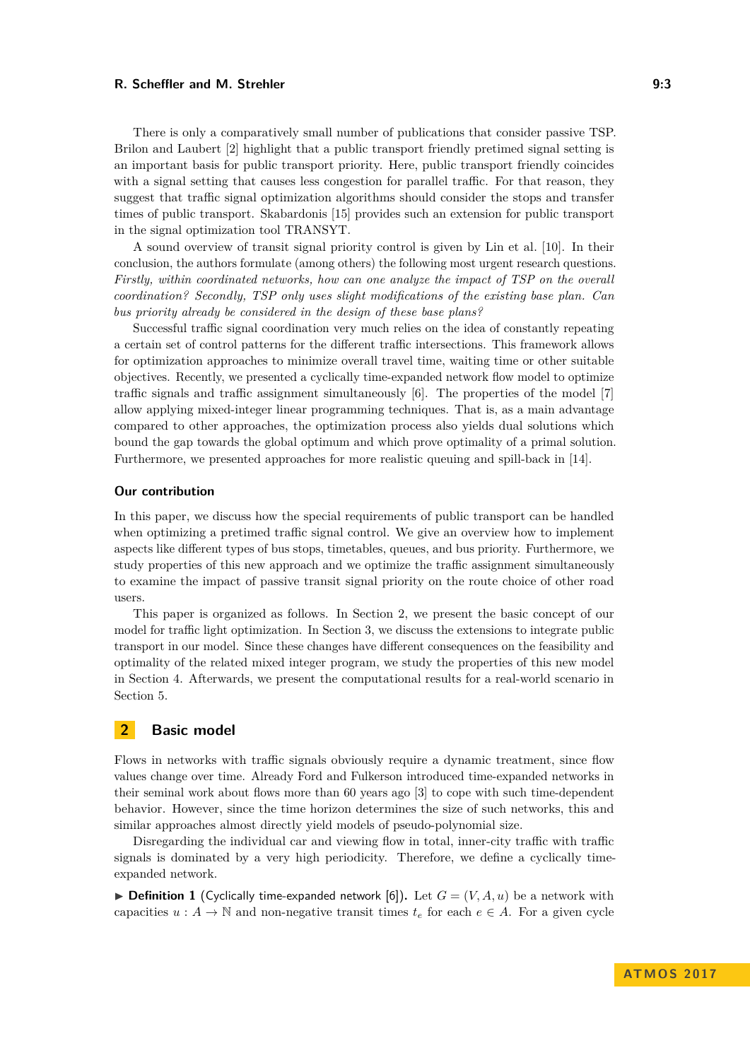There is only a comparatively small number of publications that consider passive TSP. Brilon and Laubert [2] highlight that a public transport friendly pretimed signal setting is an important basis for public transport priority. Here, public transport friendly coincides with a signal setting that causes less congestion for parallel traffic. For that reason, they suggest that traffic signal optimization algorithms should consider the stops and transfer times of public transport. Skabardonis [15] provides such an extension for public transport in the signal optimization tool TRANSYT.

A sound overview of transit signal priority control is given by Lin et al. [10]. In their conclusion, the authors formulate (among others) the following most urgent research questions. *Firstly, within coordinated networks, how can one analyze the impact of TSP on the overall coordination? Secondly, TSP only uses slight modifications of the existing base plan. Can bus priority already be considered in the design of these base plans?*

Successful traffic signal coordination very much relies on the idea of constantly repeating a certain set of control patterns for the different traffic intersections. This framework allows for optimization approaches to minimize overall travel time, waiting time or other suitable objectives. Recently, we presented a cyclically time-expanded network flow model to optimize traffic signals and traffic assignment simultaneously [6]. The properties of the model [7] allow applying mixed-integer linear programming techniques. That is, as a main advantage compared to other approaches, the optimization process also yields dual solutions which bound the gap towards the global optimum and which prove optimality of a primal solution. Furthermore, we presented approaches for more realistic queuing and spill-back in [14].

### Our contribution

In this paper, we discuss how the special requirements of public transport can be handled when optimizing a pretimed traffic signal control. We give an overview how to implement aspects like different types of bus stops, timetables, queues, and bus priority. Furthermore, we study properties of this new approach and we optimize the traffic assignment simultaneously to examine the impact of passive transit signal priority on the route choice of other road users.

This paper is organized as follows. In Section 2, we present the basic concept of our model for traffic light optimization. In Section 3, we discuss the extensions to integrate public transport in our model. Since these changes have different consequences on the feasibility and optimality of the related mixed integer program, we study the properties of this new model in Section 4. Afterwards, we present the computational results for a real-world scenario in Section 5.

## 2 Basic model

Flows in networks with traffic signals obviously require a dynamic treatment, since flow values change over time. Already Ford and Fulkerson introduced time-expanded networks in their seminal work about flows more than 60 years ago [3] to cope with such time-dependent behavior. However, since the time horizon determines the size of such networks, this and similar approaches almost directly yield models of pseudo-polynomial size.

Disregarding the individual car and viewing flow in total, inner-city traffic with traffic signals is dominated by a very high periodicity. Therefore, we define a cyclically time-expanded network.

▶ **Definition 1** (Cyclically time-expanded network [6])**.** Let $G = (V, A, u)$ be a network with capacities $u : A \to \mathbb{N}$ and non-negative transit times $t_e$ for each $e \in A$. For a given cycle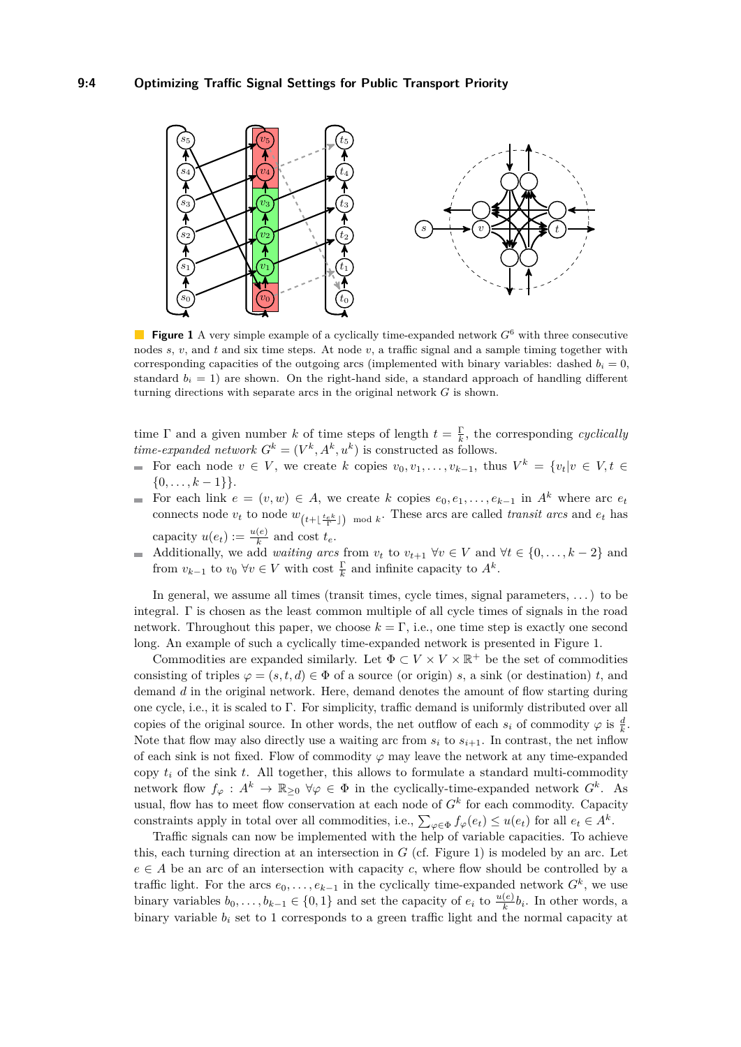**Figure 1** A very simple example of a cyclically time-expanded network $G^6$ with three consecutive nodes $s$, $v$, and $t$ and six time steps. At node $v$, a traffic signal and a sample timing together with corresponding capacities of the outgoing arcs (implemented with binary variables: dashed $b_i = 0$, standard $b_i = 1$) are shown. On the right-hand side, a standard approach of handling different turning directions with separate arcs in the original network $G$ is shown.

time $\Gamma$ and a given number $k$ of time steps of length $t = \frac{\Gamma}{k}$, the corresponding *cyclically time-expanded network* $G^k = (V^k, A^k, u^k)$ is constructed as follows.

- For each node $v \in V$, we create $k$ copies $v_0, v_1, \ldots, v_{k-1}$, thus $V^k = \{v_t | v \in V, t \in \{0, \ldots, k-1\}\}$.
- For each link $e = (v, w) \in A$, we create $k$ copies $e_0, e_1, \ldots, e_{k-1}$ in $A^k$ where arc $e_t$ connects node $v_t$ to node $w_{(t+\lfloor \frac{t_e k}{\Gamma} \rfloor) \mod k}$. These arcs are called *transit arcs* and $e_t$ has capacity $u(e_t) := \frac{u(e)}{k}$ and cost $t_e$.
- Additionally, we add *waiting arcs* from $v_t$ to $v_{t+1}$ $\forall v \in V$ and $\forall t \in \{0, \ldots, k-2\}$ and from $v_{k-1}$ to $v_0$ $\forall v \in V$ with cost $\frac{\Gamma}{k}$ and infinite capacity to $A^k$.

In general, we assume all times (transit times, cycle times, signal parameters, ...) to be integral. $\Gamma$ is chosen as the least common multiple of all cycle times of signals in the road network. Throughout this paper, we choose $k = \Gamma$, i.e., one time step is exactly one second long. An example of such a cyclically time-expanded network is presented in Figure 1.

Commodities are expanded similarly. Let $\Phi \subset V \times V \times \mathbb{R}^+$ be the set of commodities consisting of triples $\varphi = (s, t, d) \in \Phi$ of a source (or origin) $s$, a sink (or destination) $t$, and demand $d$ in the original network. Here, demand denotes the amount of flow starting during one cycle, i.e., it is scaled to $\Gamma$. For simplicity, traffic demand is uniformly distributed over all copies of the original source. In other words, the net outflow of each $s_i$ of commodity $\varphi$ is $\frac{d}{k}$. Note that flow may also directly use a waiting arc from $s_i$ to $s_{i+1}$. In contrast, the net inflow of each sink is not fixed. Flow of commodity $\varphi$ may leave the network at any time-expanded copy $t_i$ of the sink $t$. All together, this allows to formulate a standard multi-commodity network flow $f_\varphi : A^k \to \mathbb{R}_{\geq 0}$ $\forall \varphi \in \Phi$ in the cyclically-time-expanded network $G^k$. As usual, flow has to meet flow conservation at each node of $G^k$ for each commodity. Capacity constraints apply in total over all commodities, i.e., $\sum_{\varphi \in \Phi} f_\varphi(e_t) \leq u(e_t)$ for all $e_t \in A^k$.

Traffic signals can now be implemented with the help of variable capacities. To achieve this, each turning direction at an intersection in $G$ (cf. Figure 1) is modeled by an arc. Let $e \in A$ be an arc of an intersection with capacity $c$, where flow should be controlled by a traffic light. For the arcs $e_0, \ldots, e_{k-1}$ in the cyclically time-expanded network $G^k$, we use binary variables $b_0, \ldots, b_{k-1} \in \{0, 1\}$ and set the capacity of $e_i$ to $\frac{u(e)}{k} b_i$. In other words, a binary variable $b_i$ set to 1 corresponds to a green traffic light and the normal capacity at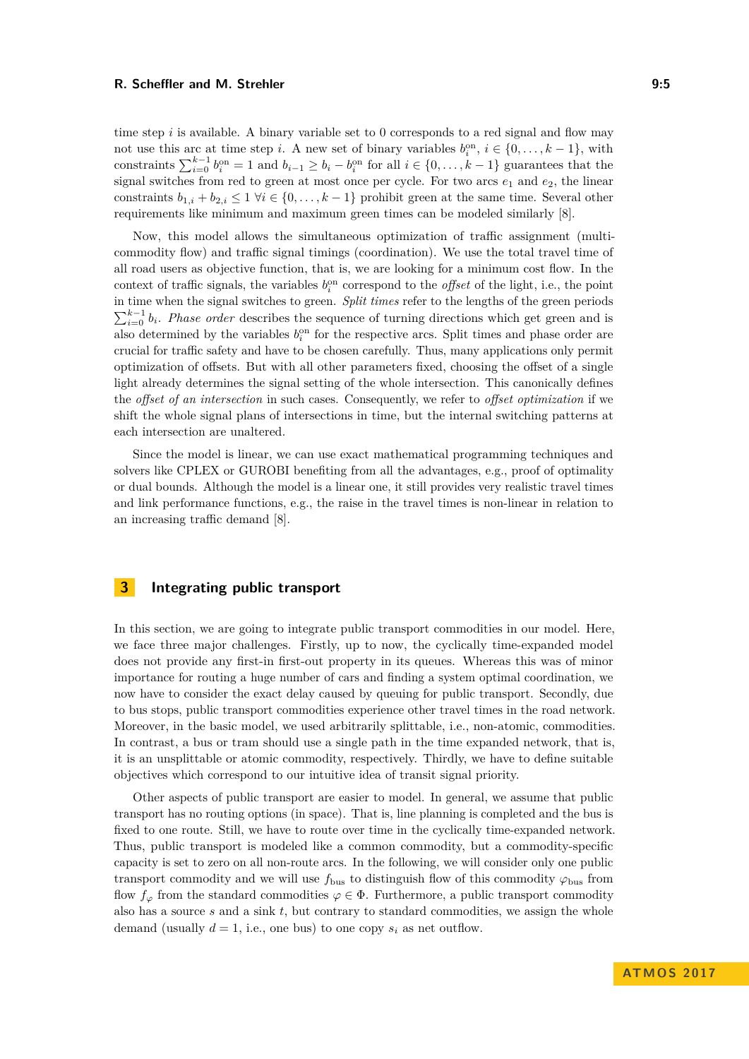time step $i$ is available. A binary variable set to 0 corresponds to a red signal and flow may not use this arc at time step $i$. A new set of binary variables $b_i^{\text{on}}$, $i \in \{0, \dots, k-1\}$, with constraints $\sum_{i=0}^{k-1} b_i^{\text{on}} = 1$ and $b_{i-1} \geq b_i - b_i^{\text{on}}$ for all $i \in \{0, \dots, k-1\}$ guarantees that the signal switches from red to green at most once per cycle. For two arcs $e_1$ and $e_2$, the linear constraints $b_{1,i} + b_{2,i} \leq 1 \; \forall i \in \{0, \dots, k-1\}$ prohibit green at the same time. Several other requirements like minimum and maximum green times can be modeled similarly [8].

Now, this model allows the simultaneous optimization of traffic assignment (multi-commodity flow) and traffic signal timings (coordination). We use the total travel time of all road users as objective function, that is, we are looking for a minimum cost flow. In the context of traffic signals, the variables $b_i^{\text{on}}$ correspond to the *offset* of the light, i.e., the point in time when the signal switches to green. *Split times* refer to the lengths of the green periods $\sum_{i=0}^{k-1} b_i$. *Phase order* describes the sequence of turning directions which get green and is also determined by the variables $b_i^{\text{on}}$ for the respective arcs. Split times and phase order are crucial for traffic safety and have to be chosen carefully. Thus, many applications only permit optimization of offsets. But with all other parameters fixed, choosing the offset of a single light already determines the signal setting of the whole intersection. This canonically defines the *offset of an intersection* in such cases. Consequently, we refer to *offset optimization* if we shift the whole signal plans of intersections in time, but the internal switching patterns at each intersection are unaltered.

Since the model is linear, we can use exact mathematical programming techniques and solvers like CPLEX or GUROBI benefiting from all the advantages, e.g., proof of optimality or dual bounds. Although the model is a linear one, it still provides very realistic travel times and link performance functions, e.g., the raise in the travel times is non-linear in relation to an increasing traffic demand [8].

## 3 Integrating public transport

In this section, we are going to integrate public transport commodities in our model. Here, we face three major challenges. Firstly, up to now, the cyclically time-expanded model does not provide any first-in first-out property in its queues. Whereas this was of minor importance for routing a huge number of cars and finding a system optimal coordination, we now have to consider the exact delay caused by queuing for public transport. Secondly, due to bus stops, public transport commodities experience other travel times in the road network. Moreover, in the basic model, we used arbitrarily splittable, i.e., non-atomic, commodities. In contrast, a bus or tram should use a single path in the time expanded network, that is, it is an unsplittable or atomic commodity, respectively. Thirdly, we have to define suitable objectives which correspond to our intuitive idea of transit signal priority.

Other aspects of public transport are easier to model. In general, we assume that public transport has no routing options (in space). That is, line planning is completed and the bus is fixed to one route. Still, we have to route over time in the cyclically time-expanded network. Thus, public transport is modeled like a common commodity, but a commodity-specific capacity is set to zero on all non-route arcs. In the following, we will consider only one public transport commodity and we will use $f_{\text{bus}}$ to distinguish flow of this commodity $\varphi_{\text{bus}}$ from flow $f_\varphi$ from the standard commodities $\varphi \in \Phi$. Furthermore, a public transport commodity also has a source $s$ and a sink $t$, but contrary to standard commodities, we assign the whole demand (usually $d = 1$, i.e., one bus) to one copy $s_i$ as net outflow.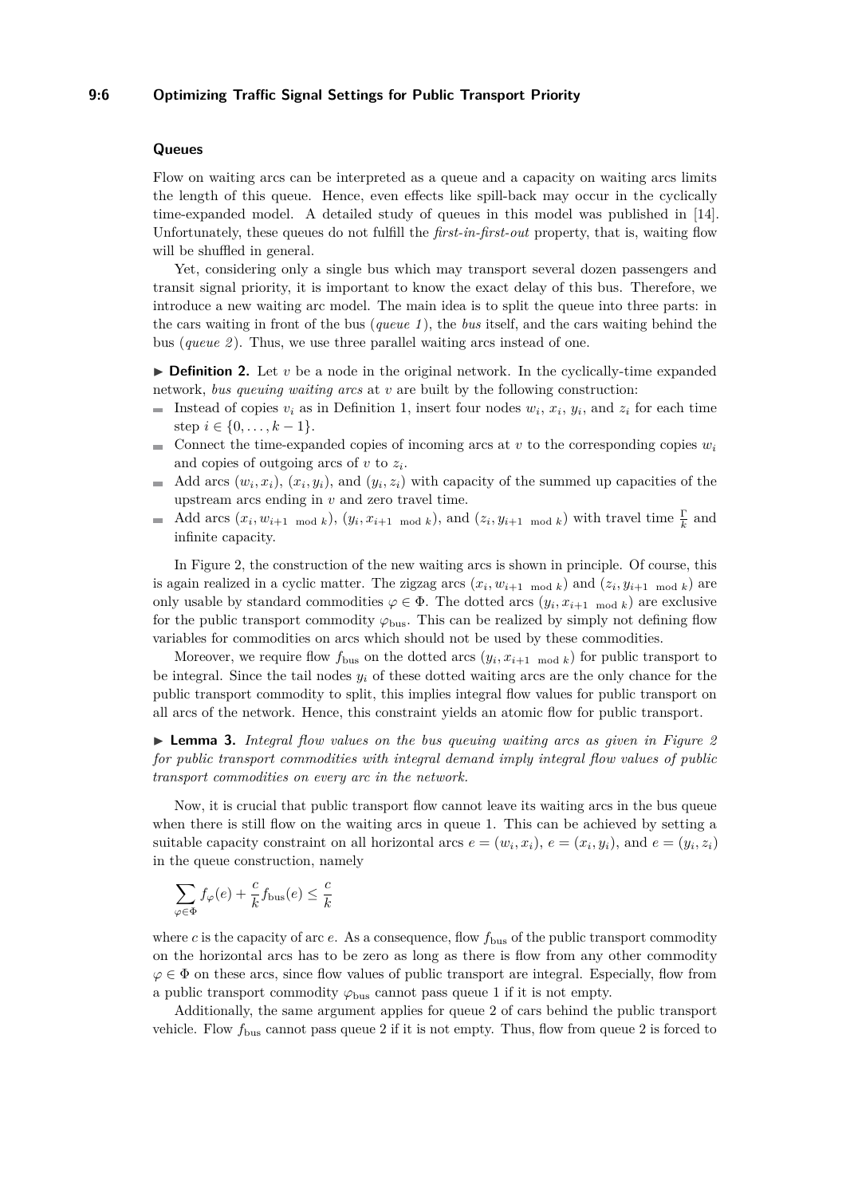### Queues

Flow on waiting arcs can be interpreted as a queue and a capacity on waiting arcs limits the length of this queue. Hence, even effects like spill-back may occur in the cyclically time-expanded model. A detailed study of queues in this model was published in [14]. Unfortunately, these queues do not fulfill the *first-in-first-out* property, that is, waiting flow will be shuffled in general.

Yet, considering only a single bus which may transport several dozen passengers and transit signal priority, it is important to know the exact delay of this bus. Therefore, we introduce a new waiting arc model. The main idea is to split the queue into three parts: in the cars waiting in front of the bus (*queue 1*), the *bus* itself, and the cars waiting behind the bus (*queue 2*). Thus, we use three parallel waiting arcs instead of one.

▶ **Definition 2.** Let $v$ be a node in the original network. In the cyclically-time expanded network, *bus queuing waiting arcs* at $v$ are built by the following construction:

- Instead of copies $v_i$ as in Definition 1, insert four nodes $w_i$, $x_i$, $y_i$, and $z_i$ for each time step $i \in \{0, \ldots, k-1\}$.
- Connect the time-expanded copies of incoming arcs at $v$ to the corresponding copies $w_i$ and copies of outgoing arcs of $v$ to $z_i$.
- Add arcs $(w_i, x_i)$, $(x_i, y_i)$, and $(y_i, z_i)$ with capacity of the summed up capacities of the upstream arcs ending in $v$ and zero travel time.
- Add arcs $(x_i, w_{i+1 \mod k})$, $(y_i, x_{i+1 \mod k})$, and $(z_i, y_{i+1 \mod k})$ with travel time $\frac{\Gamma}{k}$ and infinite capacity.

In Figure 2, the construction of the new waiting arcs is shown in principle. Of course, this is again realized in a cyclic matter. The zigzag arcs $(x_i, w_{i+1 \mod k})$ and $(z_i, y_{i+1 \mod k})$ are only usable by standard commodities $\varphi \in \Phi$. The dotted arcs $(y_i, x_{i+1 \mod k})$ are exclusive for the public transport commodity $\varphi_{\text{bus}}$. This can be realized by simply not defining flow variables for commodities on arcs which should not be used by these commodities.

Moreover, we require flow $f_{\text{bus}}$ on the dotted arcs $(y_i, x_{i+1 \mod k})$ for public transport to be integral. Since the tail nodes $y_i$ of these dotted waiting arcs are the only chance for the public transport commodity to split, this implies integral flow values for public transport on all arcs of the network. Hence, this constraint yields an atomic flow for public transport.

▶ **Lemma 3.** *Integral flow values on the bus queuing waiting arcs as given in Figure 2 for public transport commodities with integral demand imply integral flow values of public transport commodities on every arc in the network.*

Now, it is crucial that public transport flow cannot leave its waiting arcs in the bus queue when there is still flow on the waiting arcs in queue 1. This can be achieved by setting a suitable capacity constraint on all horizontal arcs $e = (w_i, x_i)$, $e = (x_i, y_i)$, and $e = (y_i, z_i)$ in the queue construction, namely

$$\sum_{\varphi \in \Phi} f_\varphi(e) + \frac{c}{k} f_{\text{bus}}(e) \leq \frac{c}{k}$$

where $c$ is the capacity of arc $e$. As a consequence, flow $f_{\text{bus}}$ of the public transport commodity on the horizontal arcs has to be zero as long as there is flow from any other commodity $\varphi \in \Phi$ on these arcs, since flow values of public transport are integral. Especially, flow from a public transport commodity $\varphi_{\text{bus}}$ cannot pass queue 1 if it is not empty.

Additionally, the same argument applies for queue 2 of cars behind the public transport vehicle. Flow $f_{\text{bus}}$ cannot pass queue 2 if it is not empty. Thus, flow from queue 2 is forced to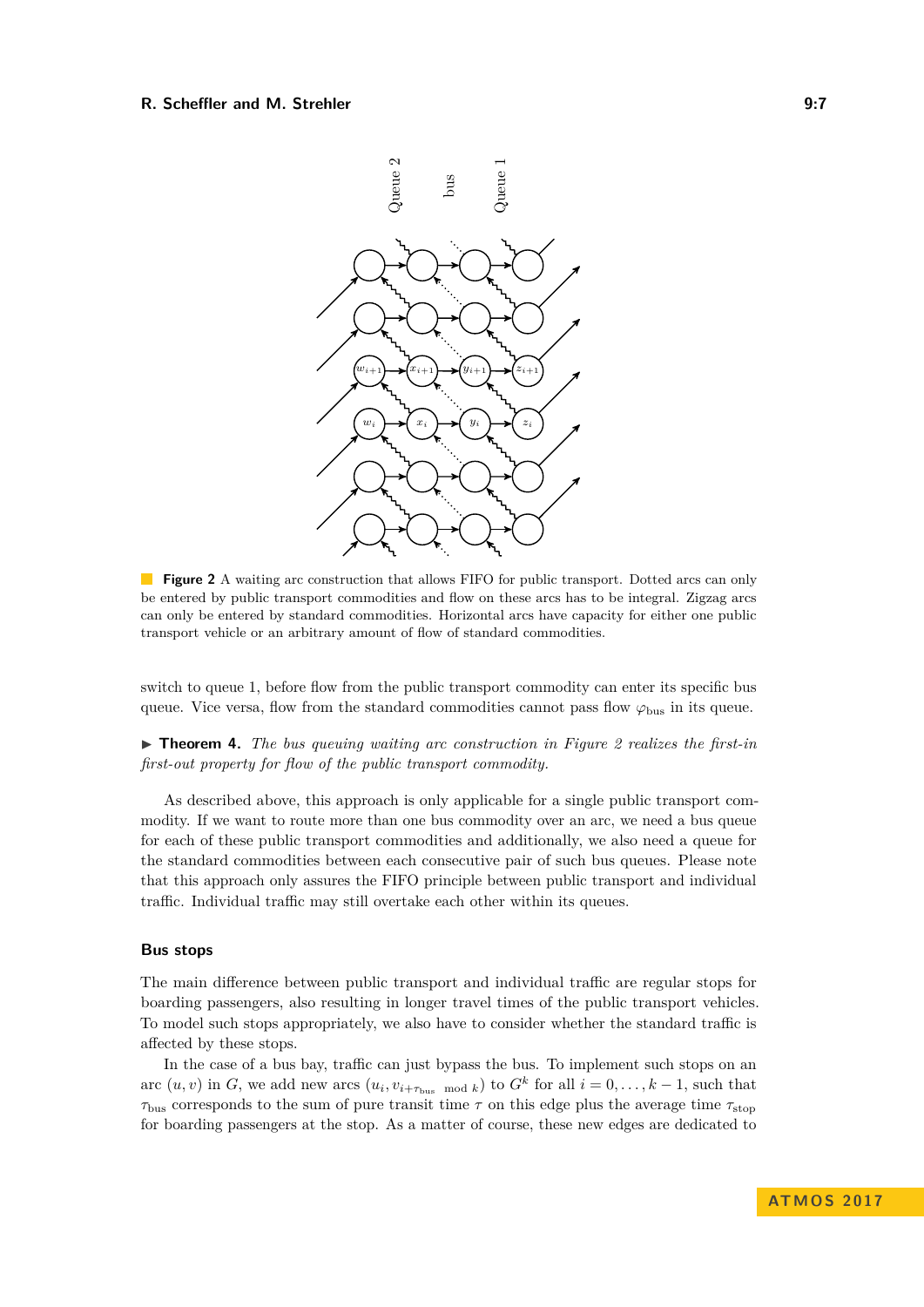**Figure 2** A waiting arc construction that allows FIFO for public transport. Dotted arcs can only be entered by public transport commodities and flow on these arcs has to be integral. Zigzag arcs can only be entered by standard commodities. Horizontal arcs have capacity for either one public transport vehicle or an arbitrary amount of flow of standard commodities.

switch to queue 1, before flow from the public transport commodity can enter its specific bus queue. Vice versa, flow from the standard commodities cannot pass flow $\varphi_{\text{bus}}$ in its queue.

▶ **Theorem 4.** *The bus queuing waiting arc construction in Figure 2 realizes the first-in first-out property for flow of the public transport commodity.*

As described above, this approach is only applicable for a single public transport commodity. If we want to route more than one bus commodity over an arc, we need a bus queue for each of these public transport commodities and additionally, we also need a queue for the standard commodities between each consecutive pair of such bus queues. Please note that this approach only assures the FIFO principle between public transport and individual traffic. Individual traffic may still overtake each other within its queues.

### Bus stops

The main difference between public transport and individual traffic are regular stops for boarding passengers, also resulting in longer travel times of the public transport vehicles. To model such stops appropriately, we also have to consider whether the standard traffic is affected by these stops.

In the case of a bus bay, traffic can just bypass the bus. To implement such stops on an arc $(u, v)$ in $G$, we add new arcs $(u_i, v_{i+\tau_{\text{bus}} \mod k})$ to $G^k$ for all $i = 0, \dots, k-1$, such that $\tau_{\text{bus}}$ corresponds to the sum of pure transit time $\tau$ on this edge plus the average time $\tau_{\text{stop}}$ for boarding passengers at the stop. As a matter of course, these new edges are dedicated to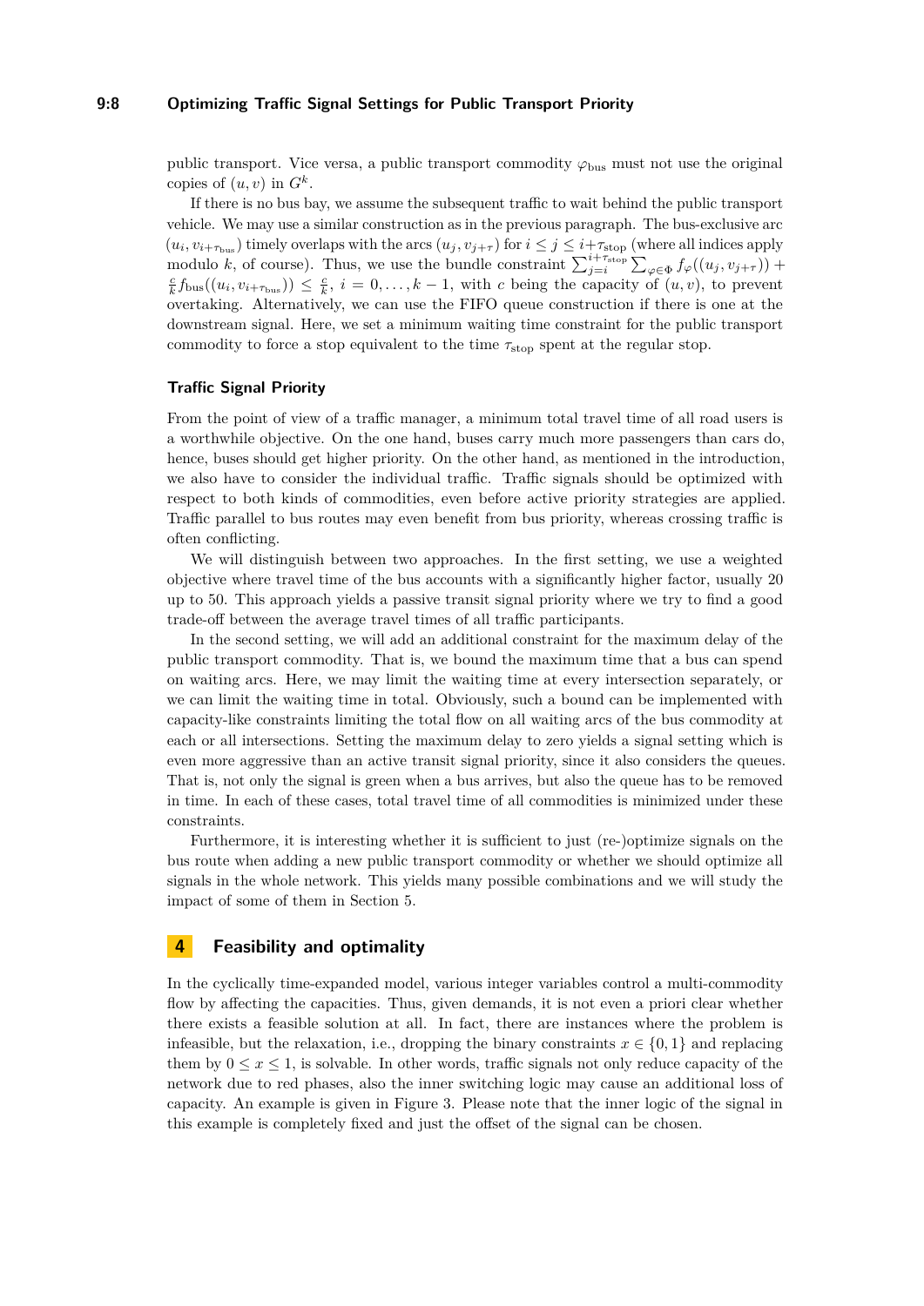public transport. Vice versa, a public transport commodity $\varphi_{\text{bus}}$ must not use the original copies of $(u, v)$ in $G^k$.

If there is no bus bay, we assume the subsequent traffic to wait behind the public transport vehicle. We may use a similar construction as in the previous paragraph. The bus-exclusive arc $(u_i, v_{i+\tau_{\text{bus}}})$ timely overlaps with the arcs $(u_j, v_{j+\tau})$ for $i \le j \le i+\tau_{\text{stop}}$ (where all indices apply modulo $k$, of course). Thus, we use the bundle constraint $\sum_{j=i}^{i+\tau_{\text{stop}}} \sum_{\varphi \in \Phi} f_\varphi((u_j, v_{j+\tau})) + \frac{c}{k} f_{\text{bus}}((u_i, v_{i+\tau_{\text{bus}}})) \le \frac{c}{k}$, $i = 0, \ldots, k-1$, with $c$ being the capacity of $(u, v)$, to prevent overtaking. Alternatively, we can use the FIFO queue construction if there is one at the downstream signal. Here, we set a minimum waiting time constraint for the public transport commodity to force a stop equivalent to the time $\tau_{\text{stop}}$ spent at the regular stop.

### Traffic Signal Priority

From the point of view of a traffic manager, a minimum total travel time of all road users is a worthwhile objective. On the one hand, buses carry much more passengers than cars do, hence, buses should get higher priority. On the other hand, as mentioned in the introduction, we also have to consider the individual traffic. Traffic signals should be optimized with respect to both kinds of commodities, even before active priority strategies are applied. Traffic parallel to bus routes may even benefit from bus priority, whereas crossing traffic is often conflicting.

We will distinguish between two approaches. In the first setting, we use a weighted objective where travel time of the bus accounts with a significantly higher factor, usually 20 up to 50. This approach yields a passive transit signal priority where we try to find a good trade-off between the average travel times of all traffic participants.

In the second setting, we will add an additional constraint for the maximum delay of the public transport commodity. That is, we bound the maximum time that a bus can spend on waiting arcs. Here, we may limit the waiting time at every intersection separately, or we can limit the waiting time in total. Obviously, such a bound can be implemented with capacity-like constraints limiting the total flow on all waiting arcs of the bus commodity at each or all intersections. Setting the maximum delay to zero yields a signal setting which is even more aggressive than an active transit signal priority, since it also considers the queues. That is, not only the signal is green when a bus arrives, but also the queue has to be removed in time. In each of these cases, total travel time of all commodities is minimized under these constraints.

Furthermore, it is interesting whether it is sufficient to just (re-)optimize signals on the bus route when adding a new public transport commodity or whether we should optimize all signals in the whole network. This yields many possible combinations and we will study the impact of some of them in Section 5.

## 4 Feasibility and optimality

In the cyclically time-expanded model, various integer variables control a multi-commodity flow by affecting the capacities. Thus, given demands, it is not even a priori clear whether there exists a feasible solution at all. In fact, there are instances where the problem is infeasible, but the relaxation, i.e., dropping the binary constraints $x \in \{0, 1\}$ and replacing them by $0 \le x \le 1$, is solvable. In other words, traffic signals not only reduce capacity of the network due to red phases, also the inner switching logic may cause an additional loss of capacity. An example is given in Figure 3. Please note that the inner logic of the signal in this example is completely fixed and just the offset of the signal can be chosen.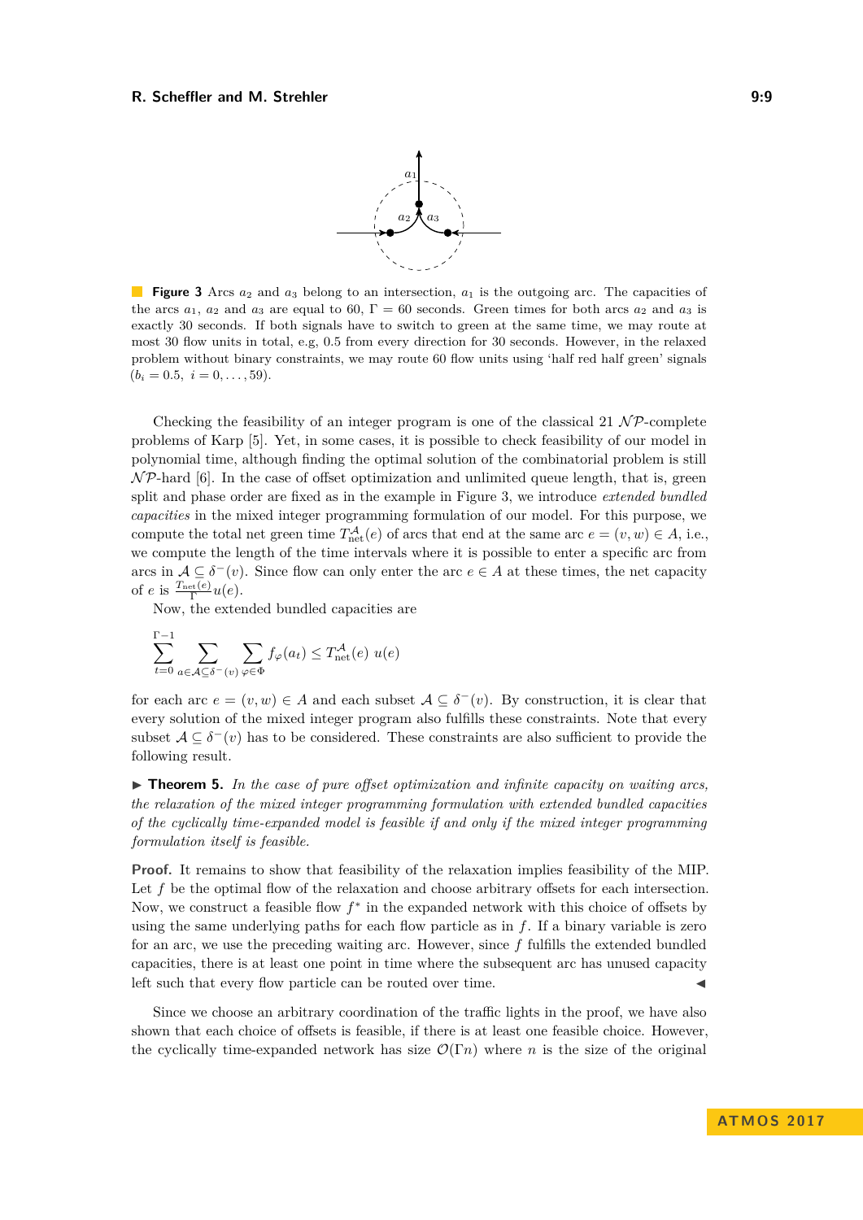**Figure 3** Arcs $a_2$ and $a_3$ belong to an intersection, $a_1$ is the outgoing arc. The capacities of the arcs $a_1$, $a_2$ and $a_3$ are equal to 60, $\Gamma = 60$ seconds. Green times for both arcs $a_2$ and $a_3$ is exactly 30 seconds. If both signals have to switch to green at the same time, we may route at most 30 flow units in total, e.g, 0.5 from every direction for 30 seconds. However, in the relaxed problem without binary constraints, we may route 60 flow units using 'half red half green' signals ($b_i = 0.5,\ i = 0, \ldots, 59$).

Checking the feasibility of an integer program is one of the classical 21 $\mathcal{NP}$-complete problems of Karp [5]. Yet, in some cases, it is possible to check feasibility of our model in polynomial time, although finding the optimal solution of the combinatorial problem is still $\mathcal{NP}$-hard [6]. In the case of offset optimization and unlimited queue length, that is, green split and phase order are fixed as in the example in Figure 3, we introduce *extended bundled capacities* in the mixed integer programming formulation of our model. For this purpose, we compute the total net green time $T^{\mathcal{A}}_{\text{net}}(e)$ of arcs that end at the same arc $e = (v, w) \in A$, i.e., we compute the length of the time intervals where it is possible to enter a specific arc from arcs in $\mathcal{A} \subseteq \delta^-(v)$. Since flow can only enter the arc $e \in A$ at these times, the net capacity of $e$ is $\frac{T_{\text{net}}(e)}{\Gamma} u(e)$.

Now, the extended bundled capacities are

$$\sum_{t=0}^{\Gamma-1} \sum_{a \in \mathcal{A} \subseteq \delta^-(v)} \sum_{\varphi \in \Phi} f_\varphi(a_t) \leq T^{\mathcal{A}}_{\text{net}}(e)\ u(e)$$

for each arc $e = (v, w) \in A$ and each subset $\mathcal{A} \subseteq \delta^-(v)$. By construction, it is clear that every solution of the mixed integer program also fulfills these constraints. Note that every subset $\mathcal{A} \subseteq \delta^-(v)$ has to be considered. These constraints are also sufficient to provide the following result.

**Theorem 5.** *In the case of pure offset optimization and infinite capacity on waiting arcs, the relaxation of the mixed integer programming formulation with extended bundled capacities of the cyclically time-expanded model is feasible if and only if the mixed integer programming formulation itself is feasible.*

**Proof.** It remains to show that feasibility of the relaxation implies feasibility of the MIP. Let $f$ be the optimal flow of the relaxation and choose arbitrary offsets for each intersection. Now, we construct a feasible flow $f^*$ in the expanded network with this choice of offsets by using the same underlying paths for each flow particle as in $f$. If a binary variable is zero for an arc, we use the preceding waiting arc. However, since $f$ fulfills the extended bundled capacities, there is at least one point in time where the subsequent arc has unused capacity left such that every flow particle can be routed over time. ◀

Since we choose an arbitrary coordination of the traffic lights in the proof, we have also shown that each choice of offsets is feasible, if there is at least one feasible choice. However, the cyclically time-expanded network has size $\mathcal{O}(\Gamma n)$ where $n$ is the size of the original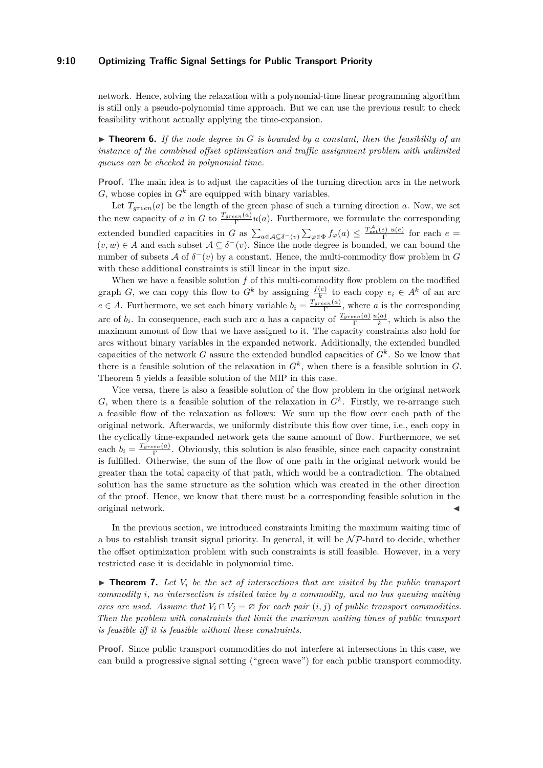network. Hence, solving the relaxation with a polynomial-time linear programming algorithm is still only a pseudo-polynomial time approach. But we can use the previous result to check feasibility without actually applying the time-expansion.

▶ **Theorem 6.** *If the node degree in $G$ is bounded by a constant, then the feasibility of an instance of the combined offset optimization and traffic assignment problem with unlimited queues can be checked in polynomial time.*

**Proof.** The main idea is to adjust the capacities of the turning direction arcs in the network $G$, whose copies in $G^k$ are equipped with binary variables.

Let $T_{green}(a)$ be the length of the green phase of such a turning direction $a$. Now, we set the new capacity of $a$ in $G$ to $\frac{T_{green}(a)}{\Gamma}u(a)$. Furthermore, we formulate the corresponding extended bundled capacities in $G$ as $\sum_{a \in \mathcal{A} \subseteq \delta^-(v)} \sum_{\varphi \in \Phi} f_\varphi(a) \leq \frac{T_{\text{net}}^{\mathcal{A}}(e)\ u(e)}{\Gamma}$ for each $e = (v, w) \in A$ and each subset $\mathcal{A} \subseteq \delta^-(v)$. Since the node degree is bounded, we can bound the number of subsets $\mathcal{A}$ of $\delta^-(v)$ by a constant. Hence, the multi-commodity flow problem in $G$ with these additional constraints is still linear in the input size.

When we have a feasible solution $f$ of this multi-commodity flow problem on the modified graph $G$, we can copy this flow to $G^k$ by assigning $\frac{f(e)}{k}$ to each copy $e_i \in A^k$ of an arc $e \in A$. Furthermore, we set each binary variable $b_i = \frac{T_{green}(a)}{\Gamma}$, where $a$ is the corresponding arc of $b_i$. In consequence, each such arc $a$ has a capacity of $\frac{T_{green}(a)}{\Gamma}\frac{u(a)}{k}$, which is also the maximum amount of flow that we have assigned to it. The capacity constraints also hold for arcs without binary variables in the expanded network. Additionally, the extended bundled capacities of the network $G$ assure the extended bundled capacities of $G^k$. So we know that there is a feasible solution of the relaxation in $G^k$, when there is a feasible solution in $G$. Theorem 5 yields a feasible solution of the MIP in this case.

Vice versa, there is also a feasible solution of the flow problem in the original network $G$, when there is a feasible solution of the relaxation in $G^k$. Firstly, we re-arrange such a feasible flow of the relaxation as follows: We sum up the flow over each path of the original network. Afterwards, we uniformly distribute this flow over time, i.e., each copy in the cyclically time-expanded network gets the same amount of flow. Furthermore, we set each $b_i = \frac{T_{green}(a)}{\Gamma}$. Obviously, this solution is also feasible, since each capacity constraint is fulfilled. Otherwise, the sum of the flow of one path in the original network would be greater than the total capacity of that path, which would be a contradiction. The obtained solution has the same structure as the solution which was created in the other direction of the proof. Hence, we know that there must be a corresponding feasible solution in the original network. ◀

In the previous section, we introduced constraints limiting the maximum waiting time of a bus to establish transit signal priority. In general, it will be $\mathcal{NP}$-hard to decide, whether the offset optimization problem with such constraints is still feasible. However, in a very restricted case it is decidable in polynomial time.

▶ **Theorem 7.** *Let $V_i$ be the set of intersections that are visited by the public transport commodity $i$, no intersection is visited twice by a commodity, and no bus queuing waiting arcs are used. Assume that $V_i \cap V_j = \varnothing$ for each pair $(i, j)$ of public transport commodities. Then the problem with constraints that limit the maximum waiting times of public transport is feasible iff it is feasible without these constraints.*

**Proof.** Since public transport commodities do not interfere at intersections in this case, we can build a progressive signal setting ("green wave") for each public transport commodity.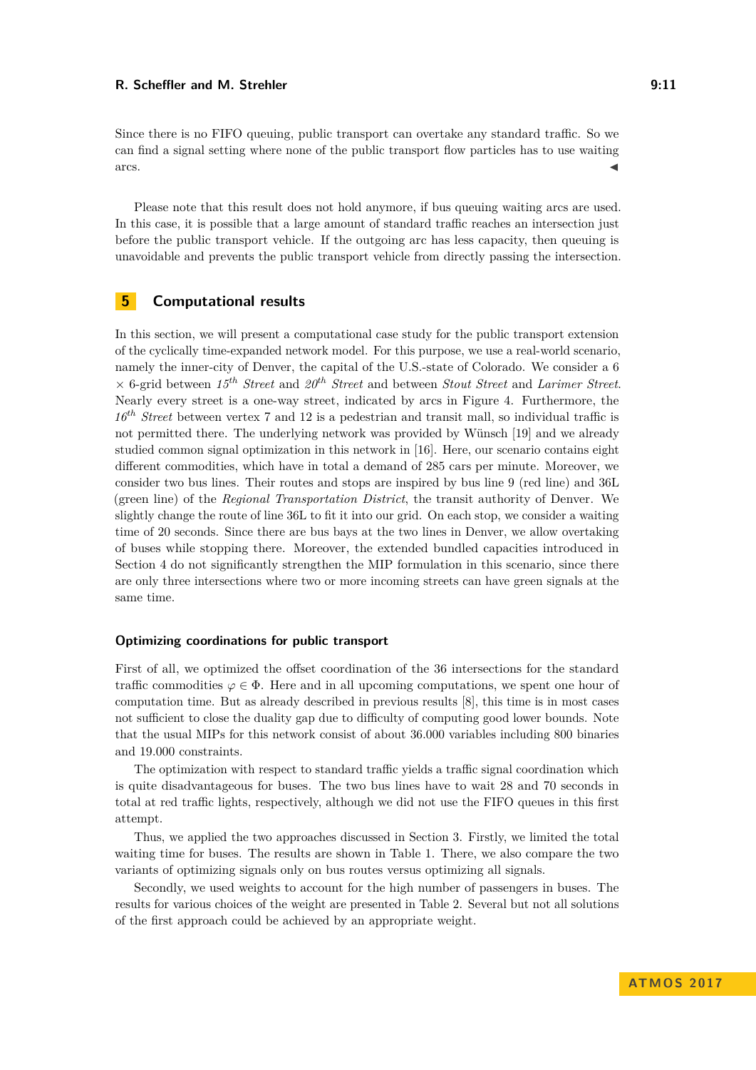Since there is no FIFO queuing, public transport can overtake any standard traffic. So we can find a signal setting where none of the public transport flow particles has to use waiting arcs. ◀

Please note that this result does not hold anymore, if bus queuing waiting arcs are used. In this case, it is possible that a large amount of standard traffic reaches an intersection just before the public transport vehicle. If the outgoing arc has less capacity, then queuing is unavoidable and prevents the public transport vehicle from directly passing the intersection.

## 5 Computational results

In this section, we will present a computational case study for the public transport extension of the cyclically time-expanded network model. For this purpose, we use a real-world scenario, namely the inner-city of Denver, the capital of the U.S.-state of Colorado. We consider a 6 × 6-grid between *15^th^ Street* and *20^th^ Street* and between *Stout Street* and *Larimer Street*. Nearly every street is a one-way street, indicated by arcs in Figure 4. Furthermore, the *16^th^ Street* between vertex 7 and 12 is a pedestrian and transit mall, so individual traffic is not permitted there. The underlying network was provided by Wünsch [19] and we already studied common signal optimization in this network in [16]. Here, our scenario contains eight different commodities, which have in total a demand of 285 cars per minute. Moreover, we consider two bus lines. Their routes and stops are inspired by bus line 9 (red line) and 36L (green line) of the *Regional Transportation District*, the transit authority of Denver. We slightly change the route of line 36L to fit it into our grid. On each stop, we consider a waiting time of 20 seconds. Since there are bus bays at the two lines in Denver, we allow overtaking of buses while stopping there. Moreover, the extended bundled capacities introduced in Section 4 do not significantly strengthen the MIP formulation in this scenario, since there are only three intersections where two or more incoming streets can have green signals at the same time.

### Optimizing coordinations for public transport

First of all, we optimized the offset coordination of the 36 intersections for the standard traffic commodities $\varphi \in \Phi$. Here and in all upcoming computations, we spent one hour of computation time. But as already described in previous results [8], this time is in most cases not sufficient to close the duality gap due to difficulty of computing good lower bounds. Note that the usual MIPs for this network consist of about 36.000 variables including 800 binaries and 19.000 constraints.

The optimization with respect to standard traffic yields a traffic signal coordination which is quite disadvantageous for buses. The two bus lines have to wait 28 and 70 seconds in total at red traffic lights, respectively, although we did not use the FIFO queues in this first attempt.

Thus, we applied the two approaches discussed in Section 3. Firstly, we limited the total waiting time for buses. The results are shown in Table 1. There, we also compare the two variants of optimizing signals only on bus routes versus optimizing all signals.

Secondly, we used weights to account for the high number of passengers in buses. The results for various choices of the weight are presented in Table 2. Several but not all solutions of the first approach could be achieved by an appropriate weight.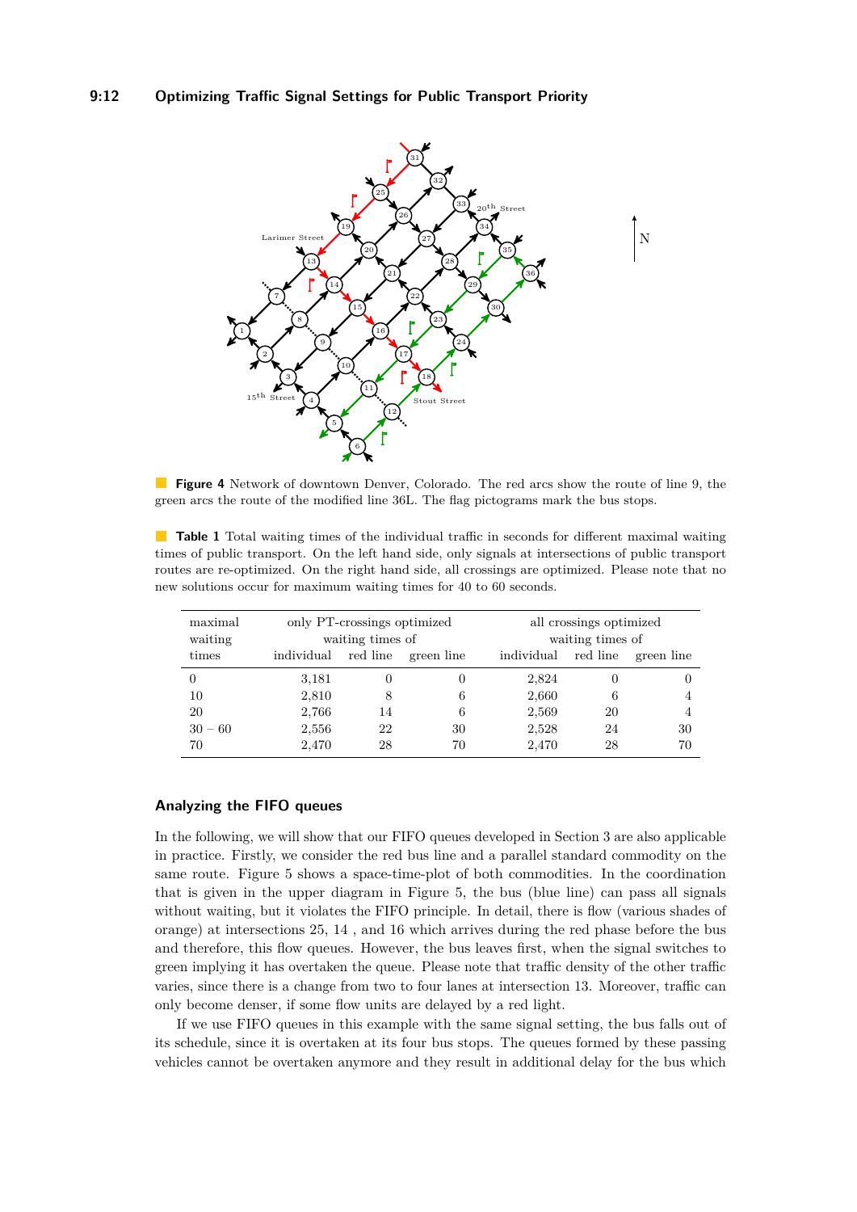**Figure 4** Network of downtown Denver, Colorado. The red arcs show the route of line 9, the green arcs the route of the modified line 36L. The flag pictograms mark the bus stops.

**Table 1** Total waiting times of the individual traffic in seconds for different maximal waiting times of public transport. On the left hand side, only signals at intersections of public transport routes are re-optimized. On the right hand side, all crossings are optimized. Please note that no new solutions occur for maximum waiting times for 40 to 60 seconds.

| maximal | only PT-crossings optimized | | | all crossings optimized | | |
|---|---|---|---|---|---|---|
| waiting | waiting times of | | | waiting times of | | |
| times | individual | red line | green line | individual | red line | green line |
| 0 | 3,181 | 0 | 0 | 2,824 | 0 | 0 |
| 10 | 2,810 | 8 | 6 | 2,660 | 6 | 4 |
| 20 | 2,766 | 14 | 6 | 2,569 | 20 | 4 |
| 30 − 60 | 2,556 | 22 | 30 | 2,528 | 24 | 30 |
| 70 | 2,470 | 28 | 70 | 2,470 | 28 | 70 |

## Analyzing the FIFO queues

In the following, we will show that our FIFO queues developed in Section 3 are also applicable in practice. Firstly, we consider the red bus line and a parallel standard commodity on the same route. Figure 5 shows a space-time-plot of both commodities. In the coordination that is given in the upper diagram in Figure 5, the bus (blue line) can pass all signals without waiting, but it violates the FIFO principle. In detail, there is flow (various shades of orange) at intersections 25, 14 , and 16 which arrives during the red phase before the bus and therefore, this flow queues. However, the bus leaves first, when the signal switches to green implying it has overtaken the queue. Please note that traffic density of the other traffic varies, since there is a change from two to four lanes at intersection 13. Moreover, traffic can only become denser, if some flow units are delayed by a red light.

If we use FIFO queues in this example with the same signal setting, the bus falls out of its schedule, since it is overtaken at its four bus stops. The queues formed by these passing vehicles cannot be overtaken anymore and they result in additional delay for the bus which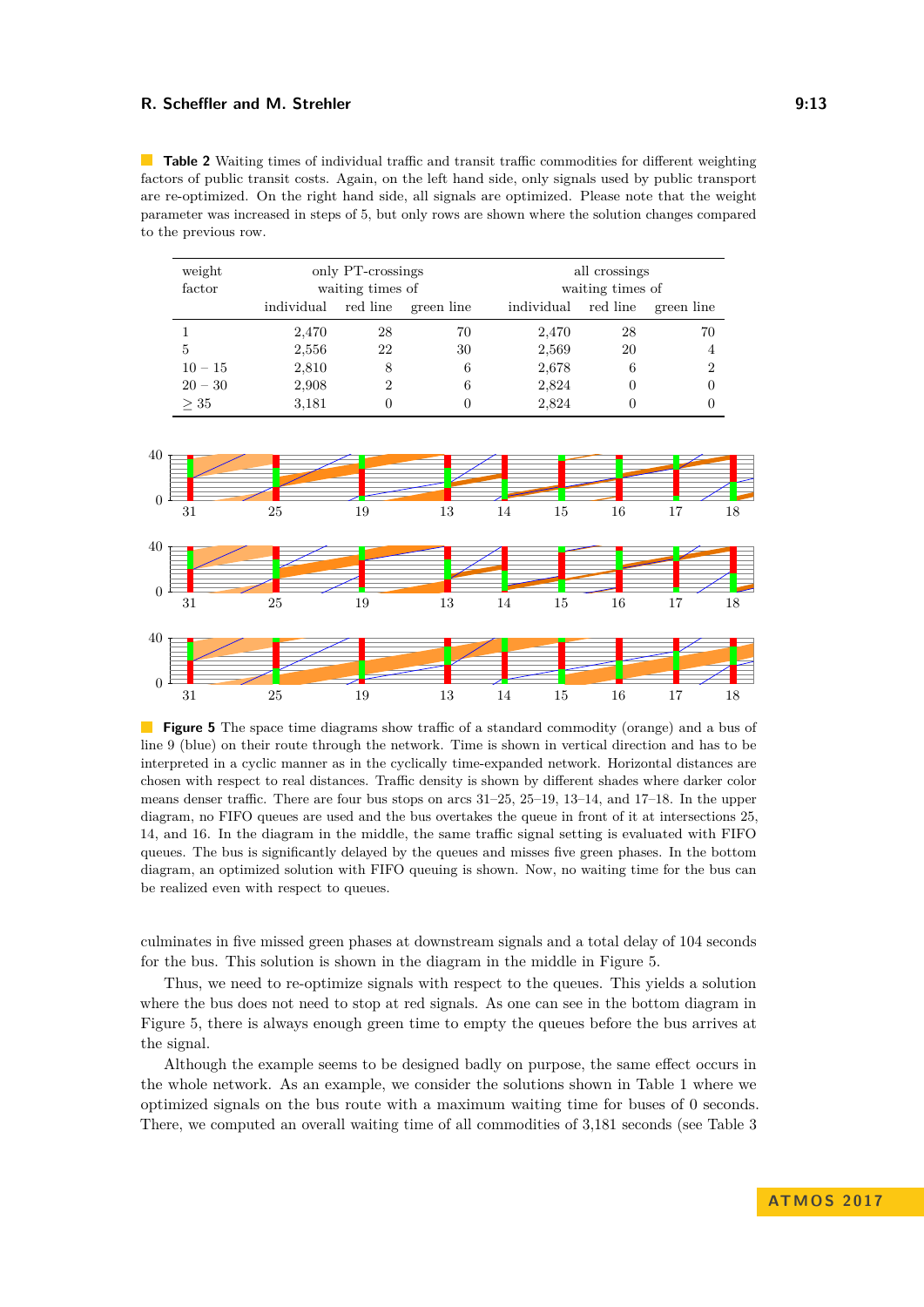**Table 2** Waiting times of individual traffic and transit traffic commodities for different weighting factors of public transit costs. Again, on the left hand side, only signals used by public transport are re-optimized. On the right hand side, all signals are optimized. Please note that the weight parameter was increased in steps of 5, but only rows are shown where the solution changes compared to the previous row.

| weight factor | only PT-crossings waiting times of | | | all crossings waiting times of | | |
|---|---|---|---|---|---|---|
| | individual | red line | green line | individual | red line | green line |
| 1 | 2,470 | 28 | 70 | 2,470 | 28 | 70 |
| 5 | 2,556 | 22 | 30 | 2,569 | 20 | 4 |
| 10 – 15 | 2,810 | 8 | 6 | 2,678 | 6 | 2 |
| 20 – 30 | 2,908 | 2 | 6 | 2,824 | 0 | 0 |
| $\geq 35$ | 3,181 | 0 | 0 | 2,824 | 0 | 0 |

**Figure 5** The space time diagrams show traffic of a standard commodity (orange) and a bus of line 9 (blue) on their route through the network. Time is shown in vertical direction and has to be interpreted in a cyclic manner as in the cyclically time-expanded network. Horizontal distances are chosen with respect to real distances. Traffic density is shown by different shades where darker color means denser traffic. There are four bus stops on arcs 31–25, 25–19, 13–14, and 17–18. In the upper diagram, no FIFO queues are used and the bus overtakes the queue in front of it at intersections 25, 14, and 16. In the diagram in the middle, the same traffic signal setting is evaluated with FIFO queues. The bus is significantly delayed by the queues and misses five green phases. In the bottom diagram, an optimized solution with FIFO queuing is shown. Now, no waiting time for the bus can be realized even with respect to queues.

culminates in five missed green phases at downstream signals and a total delay of 104 seconds for the bus. This solution is shown in the diagram in the middle in Figure 5.

Thus, we need to re-optimize signals with respect to the queues. This yields a solution where the bus does not need to stop at red signals. As one can see in the bottom diagram in Figure 5, there is always enough green time to empty the queues before the bus arrives at the signal.

Although the example seems to be designed badly on purpose, the same effect occurs in the whole network. As an example, we consider the solutions shown in Table 1 where we optimized signals on the bus route with a maximum waiting time for buses of 0 seconds. There, we computed an overall waiting time of all commodities of 3,181 seconds (see Table 3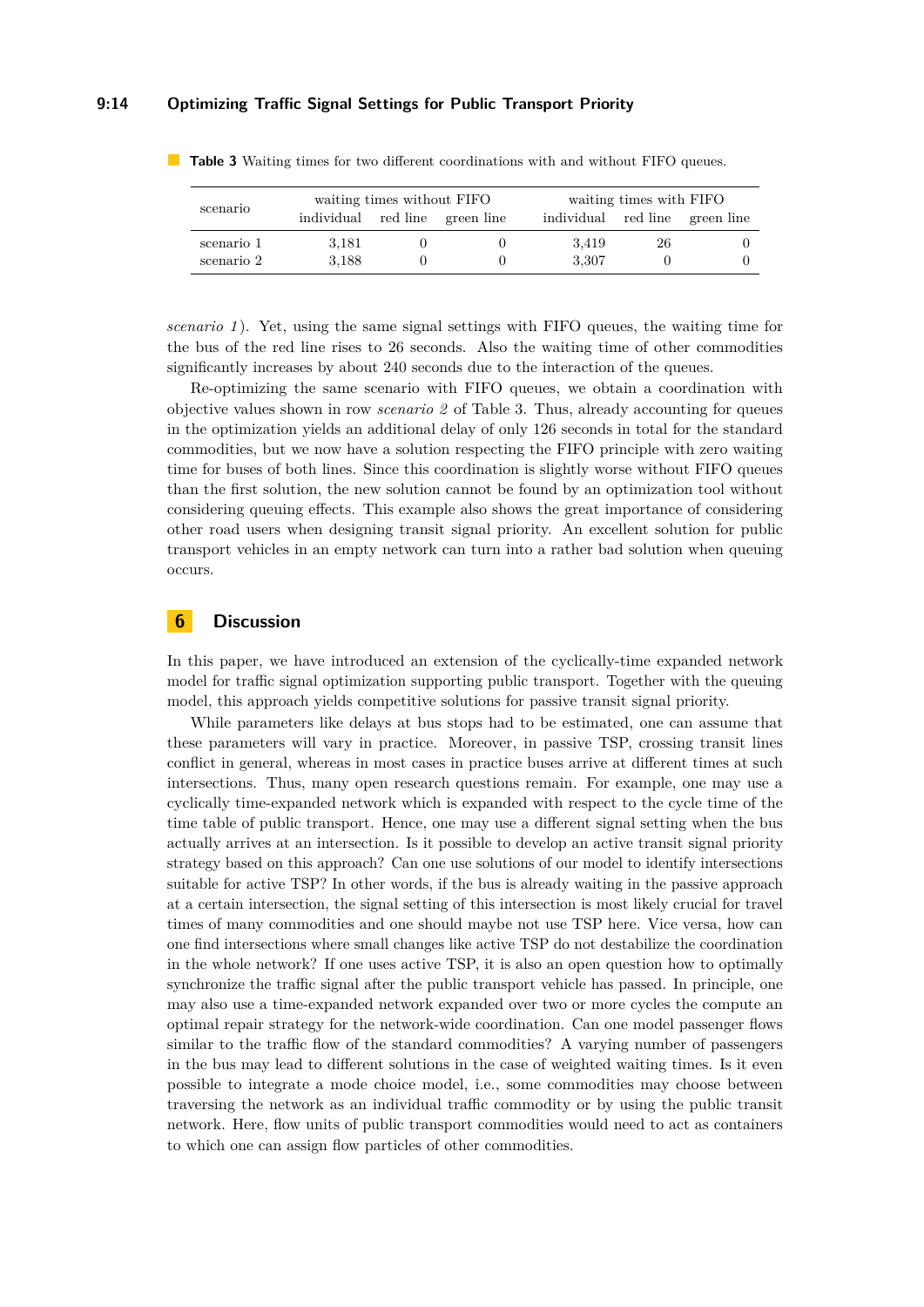**Table 3** Waiting times for two different coordinations with and without FIFO queues.

| scenario | waiting times without FIFO | | | waiting times with FIFO | | |
|---|---|---|---|---|---|---|
| | individual | red line | green line | individual | red line | green line |
| scenario 1 | 3,181 | 0 | 0 | 3,419 | 26 | 0 |
| scenario 2 | 3,188 | 0 | 0 | 3,307 | 0 | 0 |

*scenario 1*). Yet, using the same signal settings with FIFO queues, the waiting time for the bus of the red line rises to 26 seconds. Also the waiting time of other commodities significantly increases by about 240 seconds due to the interaction of the queues.

Re-optimizing the same scenario with FIFO queues, we obtain a coordination with objective values shown in row *scenario 2* of Table 3. Thus, already accounting for queues in the optimization yields an additional delay of only 126 seconds in total for the standard commodities, but we now have a solution respecting the FIFO principle with zero waiting time for buses of both lines. Since this coordination is slightly worse without FIFO queues than the first solution, the new solution cannot be found by an optimization tool without considering queuing effects. This example also shows the great importance of considering other road users when designing transit signal priority. An excellent solution for public transport vehicles in an empty network can turn into a rather bad solution when queuing occurs.

## 6 Discussion

In this paper, we have introduced an extension of the cyclically-time expanded network model for traffic signal optimization supporting public transport. Together with the queuing model, this approach yields competitive solutions for passive transit signal priority.

While parameters like delays at bus stops had to be estimated, one can assume that these parameters will vary in practice. Moreover, in passive TSP, crossing transit lines conflict in general, whereas in most cases in practice buses arrive at different times at such intersections. Thus, many open research questions remain. For example, one may use a cyclically time-expanded network which is expanded with respect to the cycle time of the time table of public transport. Hence, one may use a different signal setting when the bus actually arrives at an intersection. Is it possible to develop an active transit signal priority strategy based on this approach? Can one use solutions of our model to identify intersections suitable for active TSP? In other words, if the bus is already waiting in the passive approach at a certain intersection, the signal setting of this intersection is most likely crucial for travel times of many commodities and one should maybe not use TSP here. Vice versa, how can one find intersections where small changes like active TSP do not destabilize the coordination in the whole network? If one uses active TSP, it is also an open question how to optimally synchronize the traffic signal after the public transport vehicle has passed. In principle, one may also use a time-expanded network expanded over two or more cycles the compute an optimal repair strategy for the network-wide coordination. Can one model passenger flows similar to the traffic flow of the standard commodities? A varying number of passengers in the bus may lead to different solutions in the case of weighted waiting times. Is it even possible to integrate a mode choice model, i.e., some commodities may choose between traversing the network as an individual traffic commodity or by using the public transit network. Here, flow units of public transport commodities would need to act as containers to which one can assign flow particles of other commodities.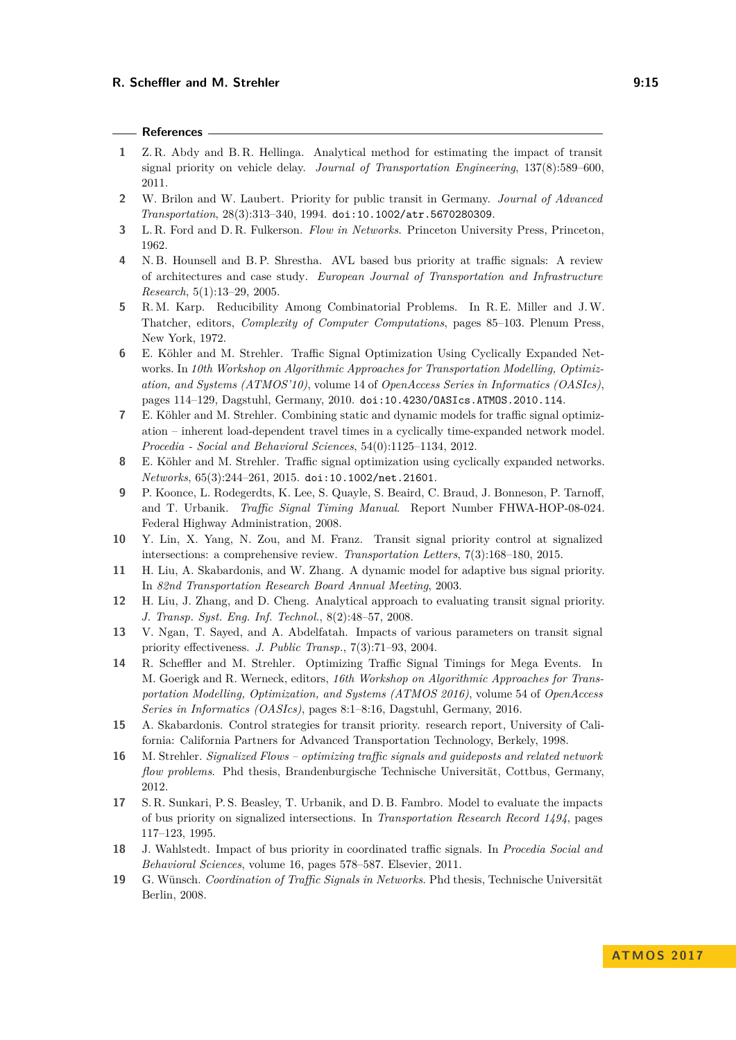## References

1. Z. R. Abdy and B. R. Hellinga. Analytical method for estimating the impact of transit signal priority on vehicle delay. *Journal of Transportation Engineering*, 137(8):589–600, 2011.
2. W. Brilon and W. Laubert. Priority for public transit in Germany. *Journal of Advanced Transportation*, 28(3):313–340, 1994. doi:10.1002/atr.5670280309.
3. L. R. Ford and D. R. Fulkerson. *Flow in Networks*. Princeton University Press, Princeton, 1962.
4. N. B. Hounsell and B. P. Shrestha. AVL based bus priority at traffic signals: A review of architectures and case study. *European Journal of Transportation and Infrastructure Research*, 5(1):13–29, 2005.
5. R. M. Karp. Reducibility Among Combinatorial Problems. In R. E. Miller and J. W. Thatcher, editors, *Complexity of Computer Computations*, pages 85–103. Plenum Press, New York, 1972.
6. E. Köhler and M. Strehler. Traffic Signal Optimization Using Cyclically Expanded Networks. In *10th Workshop on Algorithmic Approaches for Transportation Modelling, Optimization, and Systems (ATMOS'10)*, volume 14 of *OpenAccess Series in Informatics (OASIcs)*, pages 114–129, Dagstuhl, Germany, 2010. doi:10.4230/OASIcs.ATMOS.2010.114.
7. E. Köhler and M. Strehler. Combining static and dynamic models for traffic signal optimization – inherent load-dependent travel times in a cyclically time-expanded network model. *Procedia - Social and Behavioral Sciences*, 54(0):1125–1134, 2012.
8. E. Köhler and M. Strehler. Traffic signal optimization using cyclically expanded networks. *Networks*, 65(3):244–261, 2015. doi:10.1002/net.21601.
9. P. Koonce, L. Rodegerdts, K. Lee, S. Quayle, S. Beaird, C. Braud, J. Bonneson, P. Tarnoff, and T. Urbanik. *Traffic Signal Timing Manual*. Report Number FHWA-HOP-08-024. Federal Highway Administration, 2008.
10. Y. Lin, X. Yang, N. Zou, and M. Franz. Transit signal priority control at signalized intersections: a comprehensive review. *Transportation Letters*, 7(3):168–180, 2015.
11. H. Liu, A. Skabardonis, and W. Zhang. A dynamic model for adaptive bus signal priority. In *82nd Transportation Research Board Annual Meeting*, 2003.
12. H. Liu, J. Zhang, and D. Cheng. Analytical approach to evaluating transit signal priority. *J. Transp. Syst. Eng. Inf. Technol.*, 8(2):48–57, 2008.
13. V. Ngan, T. Sayed, and A. Abdelfatah. Impacts of various parameters on transit signal priority effectiveness. *J. Public Transp.*, 7(3):71–93, 2004.
14. R. Scheffler and M. Strehler. Optimizing Traffic Signal Timings for Mega Events. In M. Goerigk and R. Werneck, editors, *16th Workshop on Algorithmic Approaches for Transportation Modelling, Optimization, and Systems (ATMOS 2016)*, volume 54 of *OpenAccess Series in Informatics (OASIcs)*, pages 8:1–8:16, Dagstuhl, Germany, 2016.
15. A. Skabardonis. Control strategies for transit priority. research report, University of California: California Partners for Advanced Transportation Technology, Berkely, 1998.
16. M. Strehler. *Signalized Flows – optimizing traffic signals and guideposts and related network flow problems*. Phd thesis, Brandenburgische Technische Universität, Cottbus, Germany, 2012.
17. S. R. Sunkari, P. S. Beasley, T. Urbanik, and D. B. Fambro. Model to evaluate the impacts of bus priority on signalized intersections. In *Transportation Research Record 1494*, pages 117–123, 1995.
18. J. Wahlstedt. Impact of bus priority in coordinated traffic signals. In *Procedia Social and Behavioral Sciences*, volume 16, pages 578–587. Elsevier, 2011.
19. G. Wünsch. *Coordination of Traffic Signals in Networks*. Phd thesis, Technische Universität Berlin, 2008.